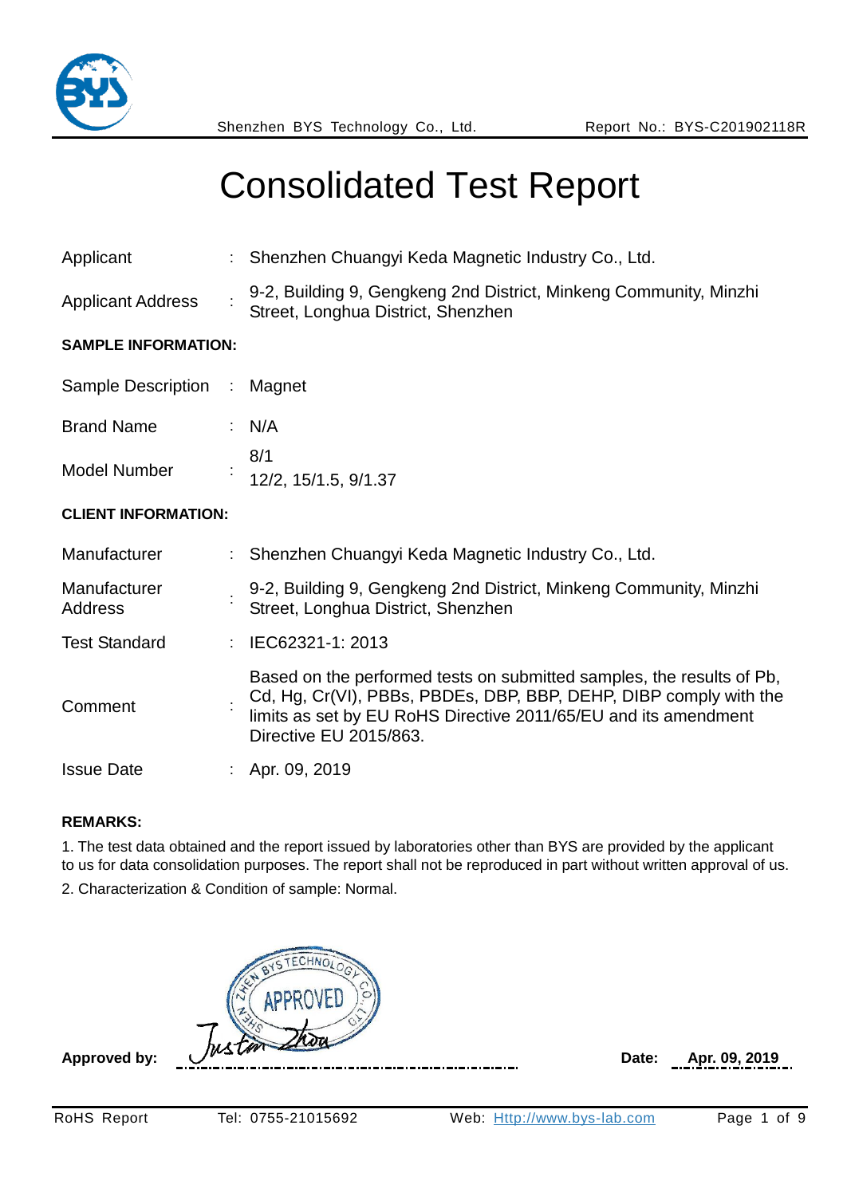# Consolidated Test Report

| | | |
|---|---|---|
| Applicant | : | Shenzhen Chuangyi Keda Magnetic Industry Co., Ltd. |
| Applicant Address | : | 9-2, Building 9, Gengkeng 2nd District, Minkeng Community, Minzhi Street, Longhua District, Shenzhen |

**SAMPLE INFORMATION:**

| | | |
|---|---|---|
| Sample Description | : | Magnet |
| Brand Name | : | N/A |
| Model Number | : | 8/1<br>12/2, 15/1.5, 9/1.37 |

**CLIENT INFORMATION:**

| | | |
|---|---|---|
| Manufacturer | : | Shenzhen Chuangyi Keda Magnetic Industry Co., Ltd. |
| Manufacturer Address | : | 9-2, Building 9, Gengkeng 2nd District, Minkeng Community, Minzhi Street, Longhua District, Shenzhen |
| Test Standard | : | IEC62321-1: 2013 |
| Comment | : | Based on the performed tests on submitted samples, the results of Pb, Cd, Hg, Cr(VI), PBBs, PBDEs, DBP, BBP, DEHP, DIBP comply with the limits as set by EU RoHS Directive 2011/65/EU and its amendment Directive EU 2015/863. |
| Issue Date | : | Apr. 09, 2019 |

**REMARKS:**

1. The test data obtained and the report issued by laboratories other than BYS are provided by the applicant to us for data consolidation purposes. The report shall not be reproduced in part without written approval of us.
2. Characterization & Condition of sample: Normal.

**Approved by:** Justin Zhou **Date:** Apr. 09, 2019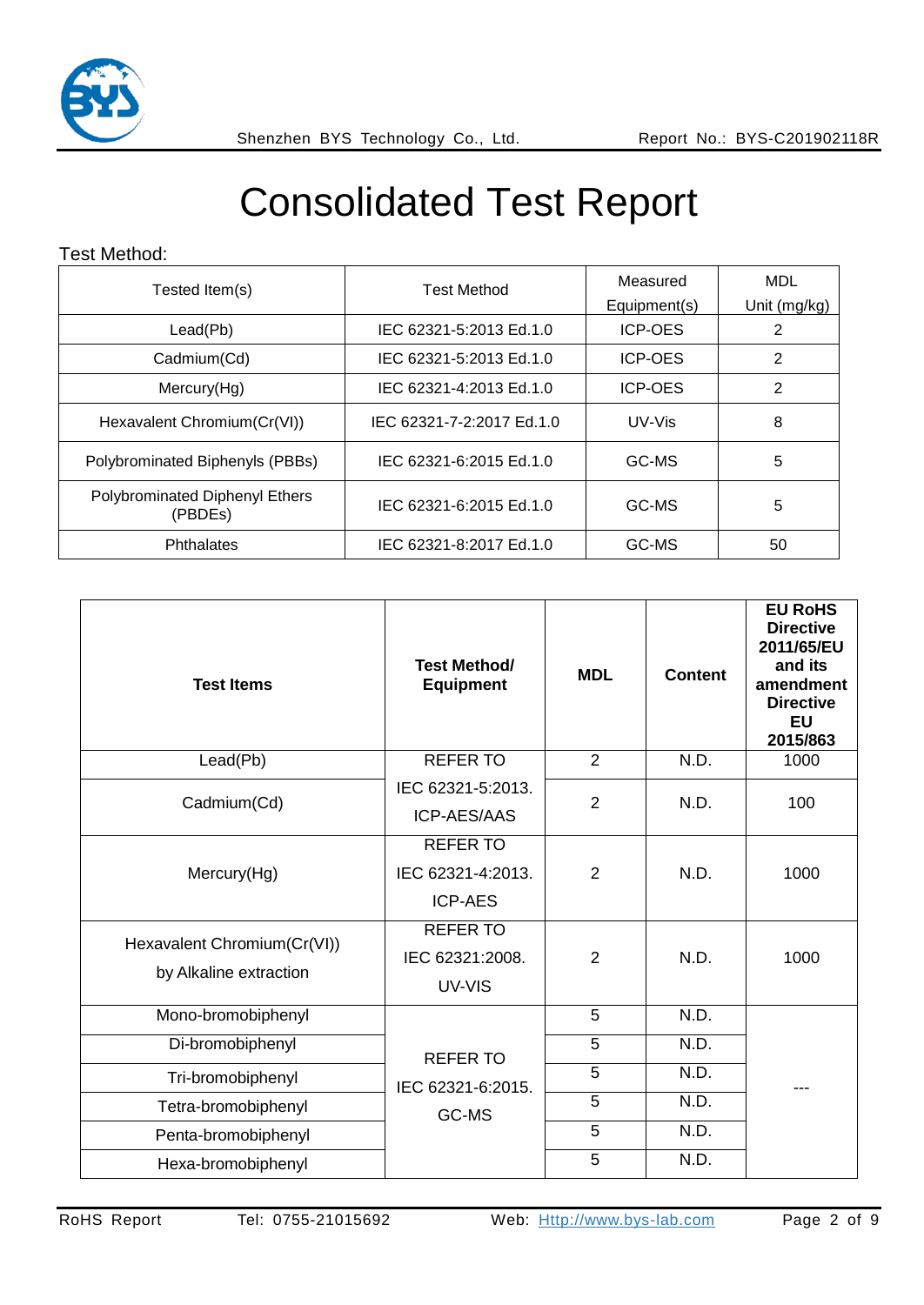# Consolidated Test Report

Test Method:

| Tested Item(s) | Test Method | Measured Equipment(s) | MDL Unit (mg/kg) |
|---|---|---|---|
| Lead(Pb) | IEC 62321-5:2013 Ed.1.0 | ICP-OES | 2 |
| Cadmium(Cd) | IEC 62321-5:2013 Ed.1.0 | ICP-OES | 2 |
| Mercury(Hg) | IEC 62321-4:2013 Ed.1.0 | ICP-OES | 2 |
| Hexavalent Chromium(Cr(VI)) | IEC 62321-7-2:2017 Ed.1.0 | UV-Vis | 8 |
| Polybrominated Biphenyls (PBBs) | IEC 62321-6:2015 Ed.1.0 | GC-MS | 5 |
| Polybrominated Diphenyl Ethers (PBDEs) | IEC 62321-6:2015 Ed.1.0 | GC-MS | 5 |
| Phthalates | IEC 62321-8:2017 Ed.1.0 | GC-MS | 50 |

| **Test Items** | **Test Method/ Equipment** | **MDL** | **Content** | **EU RoHS Directive 2011/65/EU and its amendment Directive EU 2015/863** |
|---|---|---|---|---|
| Lead(Pb) | REFER TO IEC 62321-5:2013. ICP-AES/AAS | 2 | N.D. | 1000 |
| Cadmium(Cd) | | 2 | N.D. | 100 |
| Mercury(Hg) | REFER TO IEC 62321-4:2013. ICP-AES | 2 | N.D. | 1000 |
| Hexavalent Chromium(Cr(VI)) by Alkaline extraction | REFER TO IEC 62321:2008. UV-VIS | 2 | N.D. | 1000 |
| Mono-bromobiphenyl | REFER TO IEC 62321-6:2015. GC-MS | 5 | N.D. | --- |
| Di-bromobiphenyl | | 5 | N.D. | |
| Tri-bromobiphenyl | | 5 | N.D. | |
| Tetra-bromobiphenyl | | 5 | N.D. | |
| Penta-bromobiphenyl | | 5 | N.D. | |
| Hexa-bromobiphenyl | | 5 | N.D. | |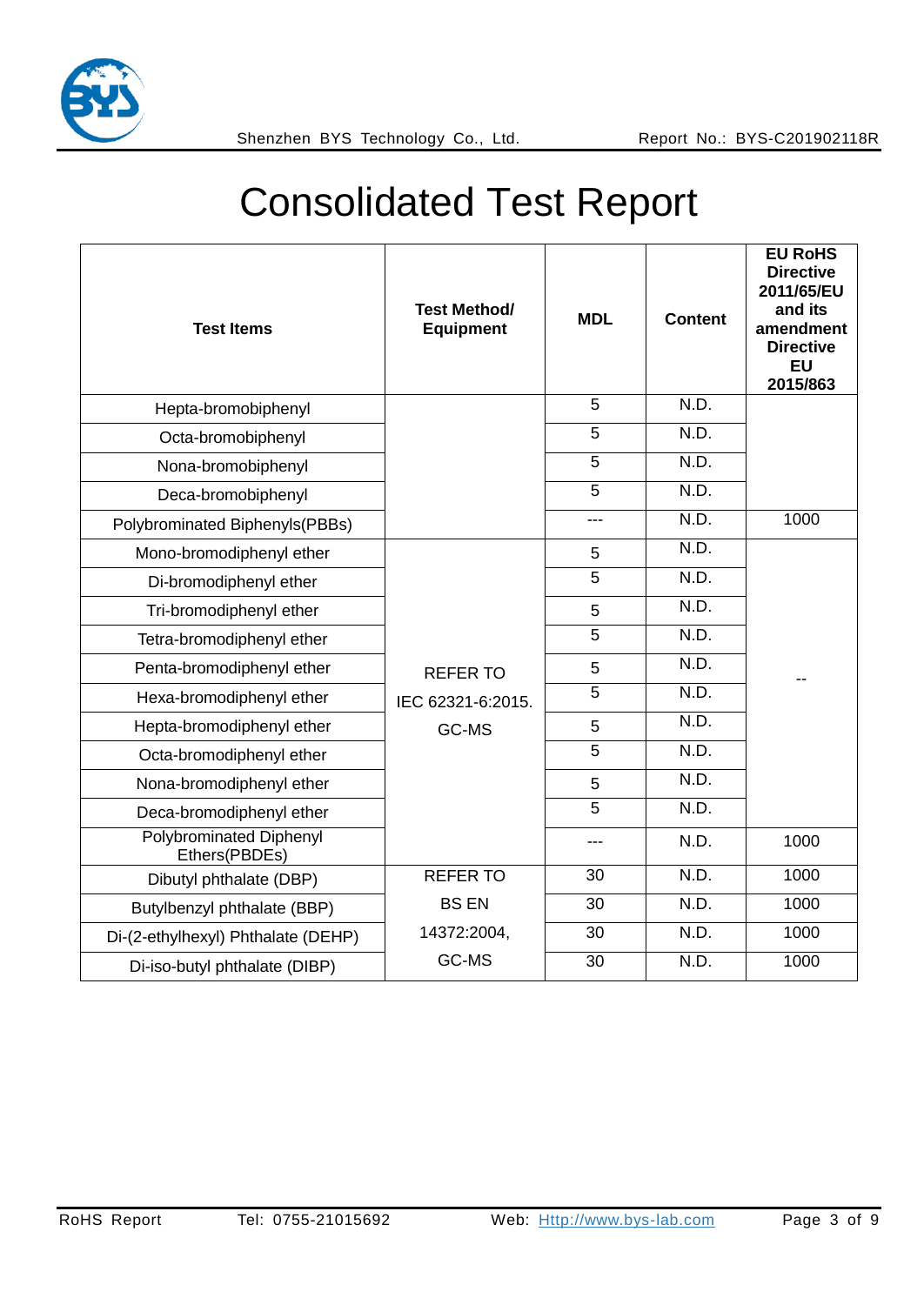# Consolidated Test Report

| Test Items | Test Method/ Equipment | MDL | Content | EU RoHS Directive 2011/65/EU and its amendment Directive EU 2015/863 |
|---|---|---|---|---|
| Hepta-bromobiphenyl | | 5 | N.D. | |
| Octa-bromobiphenyl | | 5 | N.D. | |
| Nona-bromobiphenyl | | 5 | N.D. | |
| Deca-bromobiphenyl | | 5 | N.D. | |
| Polybrominated Biphenyls(PBBs) | | --- | N.D. | 1000 |
| Mono-bromodiphenyl ether | REFER TO IEC 62321-6:2015. GC-MS | 5 | N.D. | -- |
| Di-bromodiphenyl ether | | 5 | N.D. | |
| Tri-bromodiphenyl ether | | 5 | N.D. | |
| Tetra-bromodiphenyl ether | | 5 | N.D. | |
| Penta-bromodiphenyl ether | | 5 | N.D. | |
| Hexa-bromodiphenyl ether | | 5 | N.D. | |
| Hepta-bromodiphenyl ether | | 5 | N.D. | |
| Octa-bromodiphenyl ether | | 5 | N.D. | |
| Nona-bromodiphenyl ether | | 5 | N.D. | |
| Deca-bromodiphenyl ether | | 5 | N.D. | |
| Polybrominated Diphenyl Ethers(PBDEs) | | --- | N.D. | 1000 |
| Dibutyl phthalate (DBP) | REFER TO BS EN 14372:2004, GC-MS | 30 | N.D. | 1000 |
| Butylbenzyl phthalate (BBP) | | 30 | N.D. | 1000 |
| Di-(2-ethylhexyl) Phthalate (DEHP) | | 30 | N.D. | 1000 |
| Di-iso-butyl phthalate (DIBP) | | 30 | N.D. | 1000 |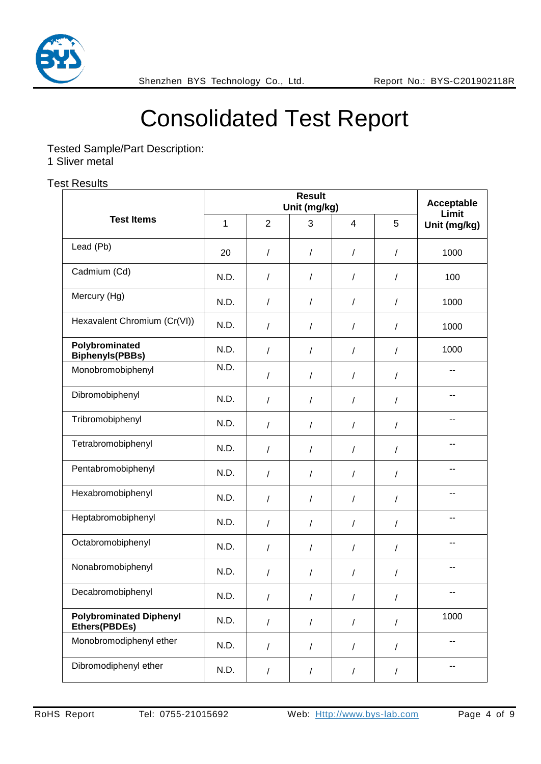# Consolidated Test Report

Tested Sample/Part Description:

1 Sliver metal

Test Results

| Test Items | Result Unit (mg/kg) | | | | | Acceptable Limit Unit (mg/kg) |
|---|---|---|---|---|---|---|
| | 1 | 2 | 3 | 4 | 5 | |
| Lead (Pb) | 20 | / | / | / | / | 1000 |
| Cadmium (Cd) | N.D. | / | / | / | / | 100 |
| Mercury (Hg) | N.D. | / | / | / | / | 1000 |
| Hexavalent Chromium (Cr(VI)) | N.D. | / | / | / | / | 1000 |
| **Polybrominated Biphenyls(PBBs)** | N.D. | / | / | / | / | 1000 |
| Monobromobiphenyl | N.D. | / | / | / | / | -- |
| Dibromobiphenyl | N.D. | / | / | / | / | -- |
| Tribromobiphenyl | N.D. | / | / | / | / | -- |
| Tetrabromobiphenyl | N.D. | / | / | / | / | -- |
| Pentabromobiphenyl | N.D. | / | / | / | / | -- |
| Hexabromobiphenyl | N.D. | / | / | / | / | -- |
| Heptabromobiphenyl | N.D. | / | / | / | / | -- |
| Octabromobiphenyl | N.D. | / | / | / | / | -- |
| Nonabromobiphenyl | N.D. | / | / | / | / | -- |
| Decabromobiphenyl | N.D. | / | / | / | / | -- |
| **Polybrominated Diphenyl Ethers(PBDEs)** | N.D. | / | / | / | / | 1000 |
| Monobromodiphenyl ether | N.D. | / | / | / | / | -- |
| Dibromodiphenyl ether | N.D. | / | / | / | / | -- |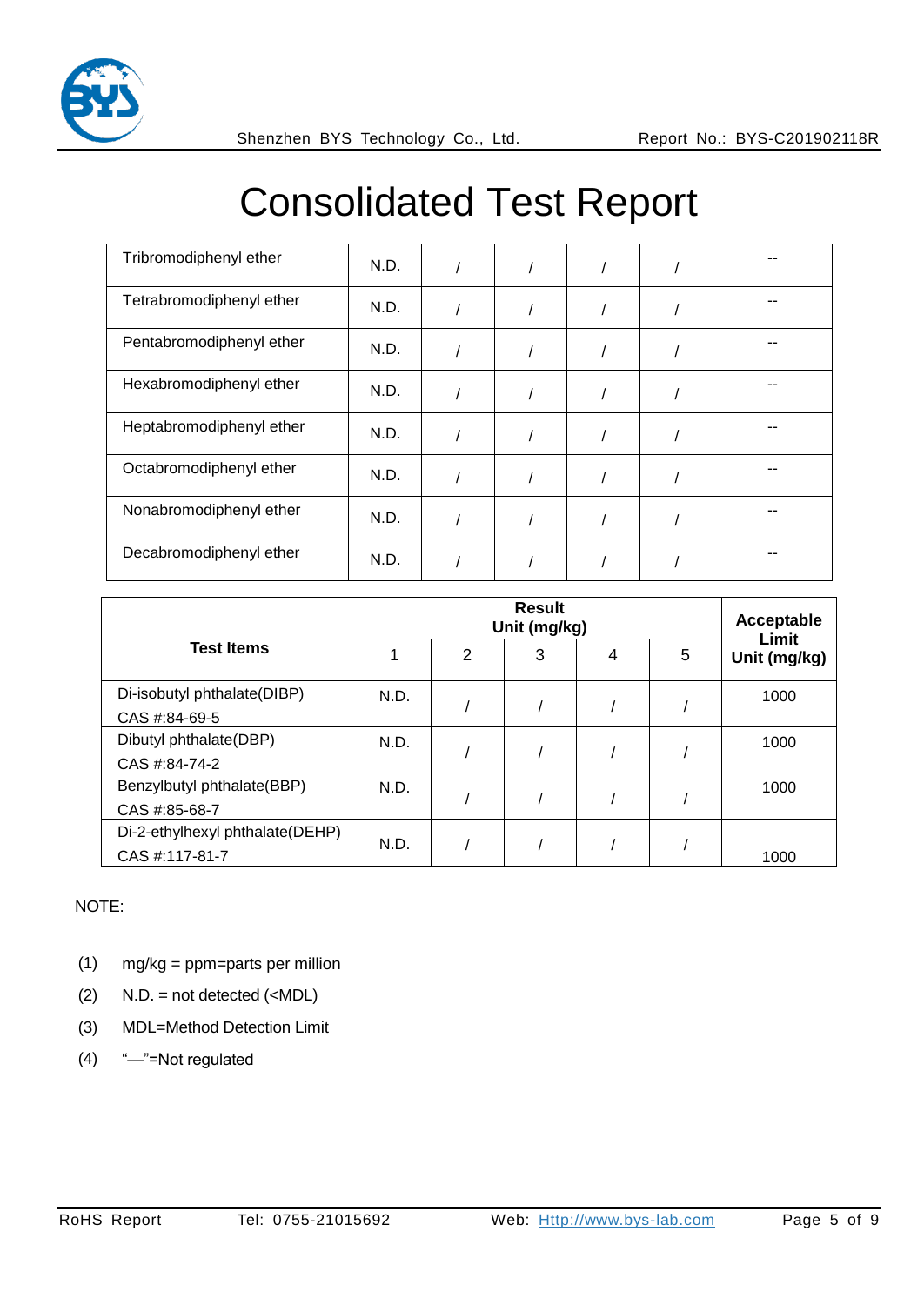# Consolidated Test Report

| | | | | | | |
|---|---|---|---|---|---|---|
| Tribromodiphenyl ether | N.D. | / | / | / | / | -- |
| Tetrabromodiphenyl ether | N.D. | / | / | / | / | -- |
| Pentabromodiphenyl ether | N.D. | / | / | / | / | -- |
| Hexabromodiphenyl ether | N.D. | / | / | / | / | -- |
| Heptabromodiphenyl ether | N.D. | / | / | / | / | -- |
| Octabromodiphenyl ether | N.D. | / | / | / | / | -- |
| Nonabromodiphenyl ether | N.D. | / | / | / | / | -- |
| Decabromodiphenyl ether | N.D. | / | / | / | / | -- |

| **Test Items** | **Result Unit (mg/kg)** | | | | | **Acceptable Limit Unit (mg/kg)** |
|---|---|---|---|---|---|---|
| | 1 | 2 | 3 | 4 | 5 | |
| Di-isobutyl phthalate(DIBP) CAS #:84-69-5 | N.D. | / | / | / | / | 1000 |
| Dibutyl phthalate(DBP) CAS #:84-74-2 | N.D. | / | / | / | / | 1000 |
| Benzylbutyl phthalate(BBP) CAS #:85-68-7 | N.D. | / | / | / | / | 1000 |
| Di-2-ethylhexyl phthalate(DEHP) CAS #:117-81-7 | N.D. | / | / | / | / | 1000 |

NOTE:

(1) mg/kg = ppm=parts per million

(2) N.D. = not detected (<MDL)

(3) MDL=Method Detection Limit

(4) "—"=Not regulated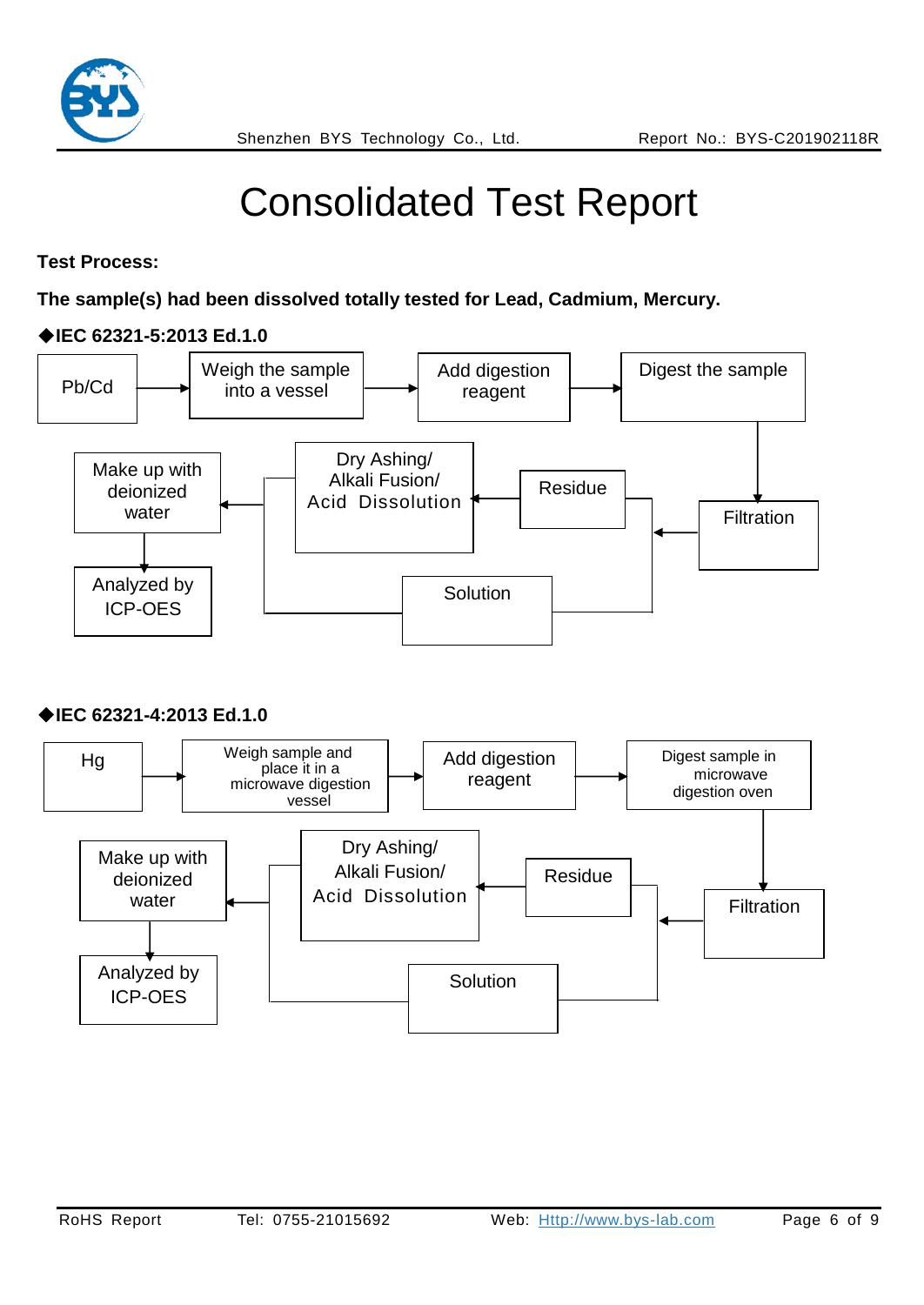# Consolidated Test Report

**Test Process:**

**The sample(s) had been dissolved totally tested for Lead, Cadmium, Mercury.**

**◆IEC 62321-5:2013 Ed.1.0**

Pb/Cd → Weigh the sample into a vessel → Add digestion reagent → Digest the sample → Filtration → Residue → Dry Ashing/ Alkali Fusion/ Acid Dissolution → Make up with deionized water → Analyzed by ICP-OES

Filtration → Solution → Make up with deionized water

**◆IEC 62321-4:2013 Ed.1.0**

Hg → Weigh sample and place it in a microwave digestion vessel → Add digestion reagent → Digest sample in microwave digestion oven → Filtration → Residue → Dry Ashing/ Alkali Fusion/ Acid Dissolution → Make up with deionized water → Analyzed by ICP-OES

Filtration → Solution → Make up with deionized water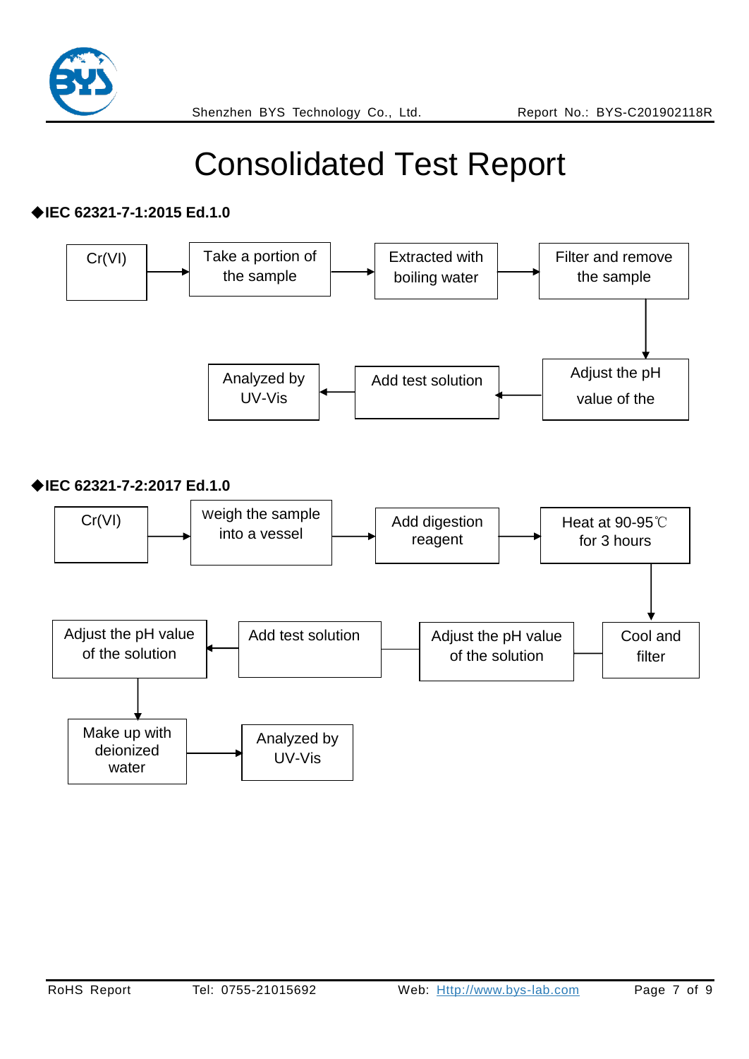# Consolidated Test Report

**◆IEC 62321-7-1:2015 Ed.1.0**

Cr(VI) → Take a portion of the sample → Extracted with boiling water → Filter and remove the sample → Adjust the pH value of the → Add test solution → Analyzed by UV-Vis

**◆IEC 62321-7-2:2017 Ed.1.0**

Cr(VI) → weigh the sample into a vessel → Add digestion reagent → Heat at 90-95℃ for 3 hours → Cool and filter → Adjust the pH value of the solution → Add test solution → Adjust the pH value of the solution → Make up with deionized water → Analyzed by UV-Vis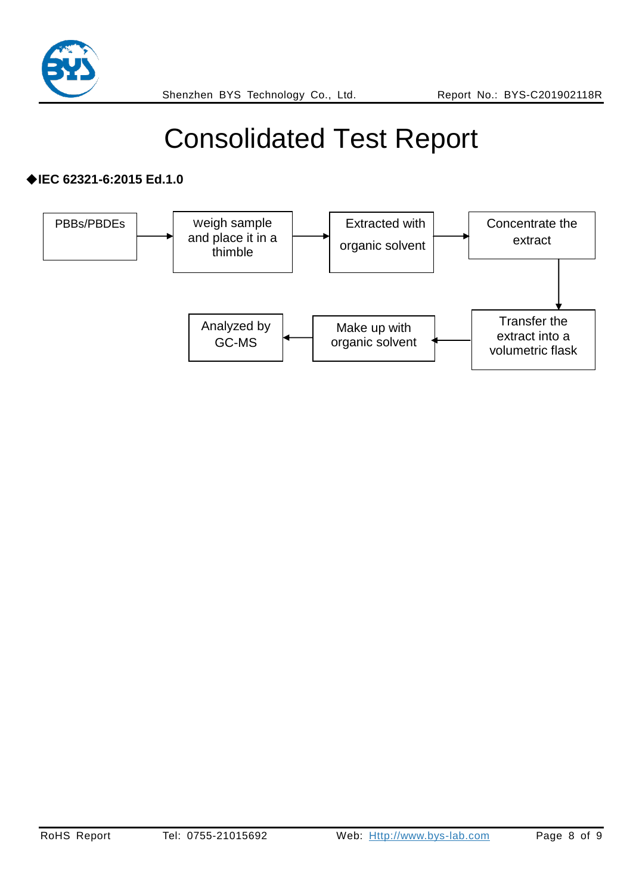# Consolidated Test Report

◆**IEC 62321-6:2015 Ed.1.0**

PBBs/PBDEs → weigh sample and place it in a thimble → Extracted with organic solvent → Concentrate the extract → Transfer the extract into a volumetric flask → Make up with organic solvent → Analyzed by GC-MS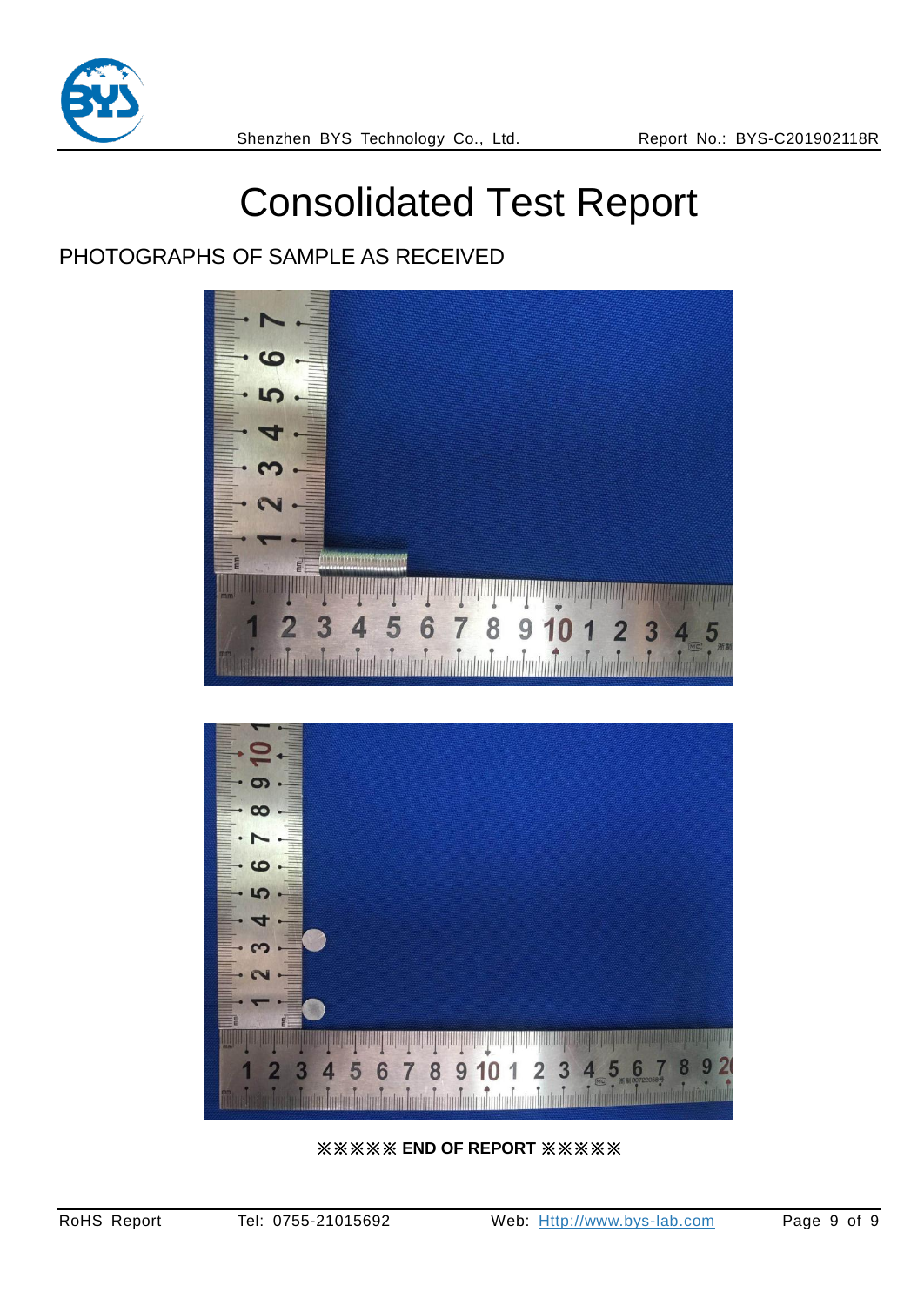# Consolidated Test Report

## PHOTOGRAPHS OF SAMPLE AS RECEIVED

※※※※※ **END OF REPORT** ※※※※※